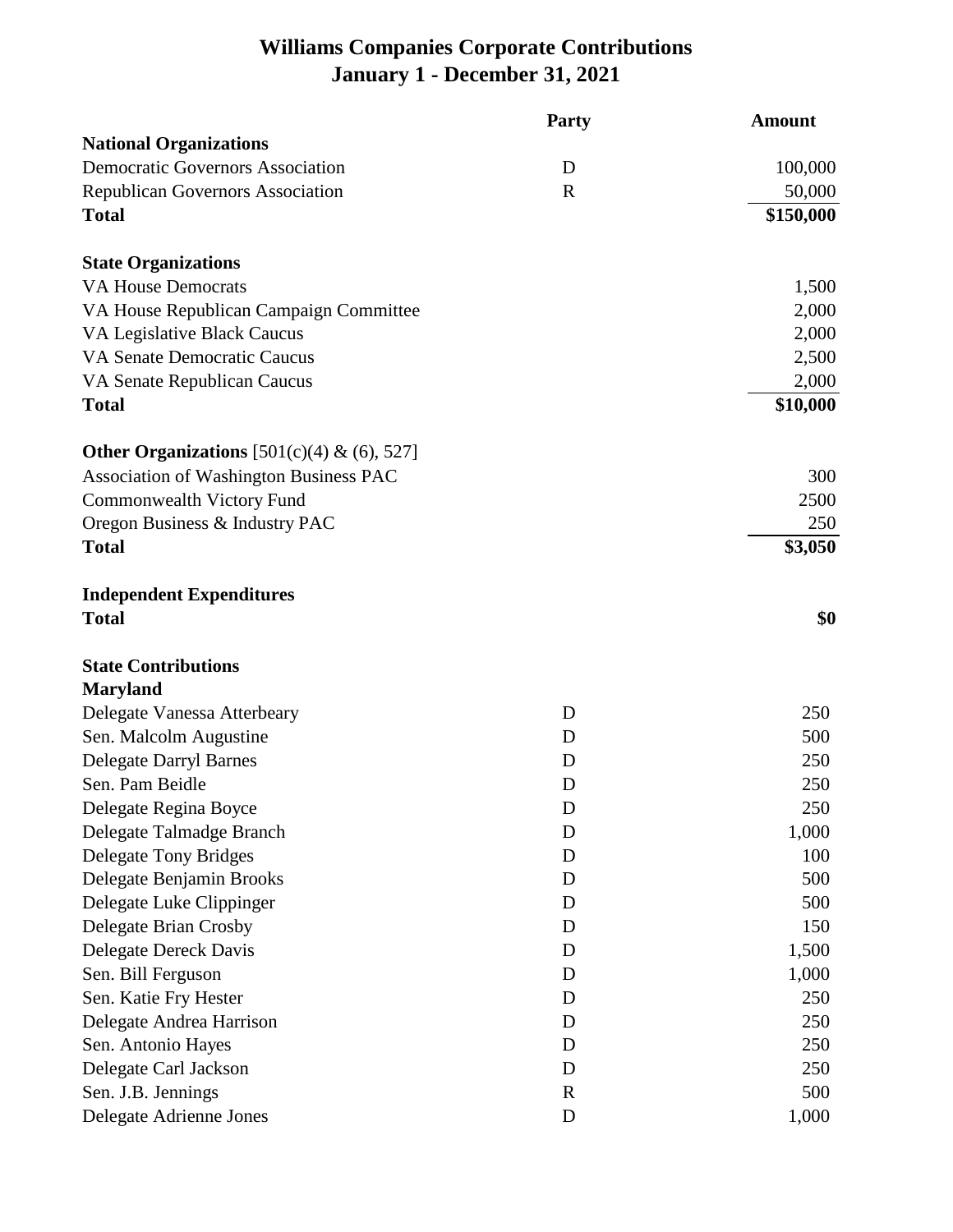# Williams Companies Corporate Contributions
## January 1 - December 31, 2021

| | Party | Amount |
|---|---|---|
| **National Organizations** | | |
| Democratic Governors Association | D | 100,000 |
| Republican Governors Association | R | 50,000 |
| **Total** | | **$150,000** |
| | | |
| **State Organizations** | | |
| VA House Democrats | | 1,500 |
| VA House Republican Campaign Committee | | 2,000 |
| VA Legislative Black Caucus | | 2,000 |
| VA Senate Democratic Caucus | | 2,500 |
| VA Senate Republican Caucus | | 2,000 |
| **Total** | | **$10,000** |
| | | |
| **Other Organizations** [501(c)(4) & (6), 527] | | |
| Association of Washington Business PAC | | 300 |
| Commonwealth Victory Fund | | 2500 |
| Oregon Business & Industry PAC | | 250 |
| **Total** | | **$3,050** |
| | | |
| **Independent Expenditures** | | |
| **Total** | | **$0** |
| | | |
| **State Contributions** | | |
| **Maryland** | | |
| Delegate Vanessa Atterbeary | D | 250 |
| Sen. Malcolm Augustine | D | 500 |
| Delegate Darryl Barnes | D | 250 |
| Sen. Pam Beidle | D | 250 |
| Delegate Regina Boyce | D | 250 |
| Delegate Talmadge Branch | D | 1,000 |
| Delegate Tony Bridges | D | 100 |
| Delegate Benjamin Brooks | D | 500 |
| Delegate Luke Clippinger | D | 500 |
| Delegate Brian Crosby | D | 150 |
| Delegate Dereck Davis | D | 1,500 |
| Sen. Bill Ferguson | D | 1,000 |
| Sen. Katie Fry Hester | D | 250 |
| Delegate Andrea Harrison | D | 250 |
| Sen. Antonio Hayes | D | 250 |
| Delegate Carl Jackson | D | 250 |
| Sen. J.B. Jennings | R | 500 |
| Delegate Adrienne Jones | D | 1,000 |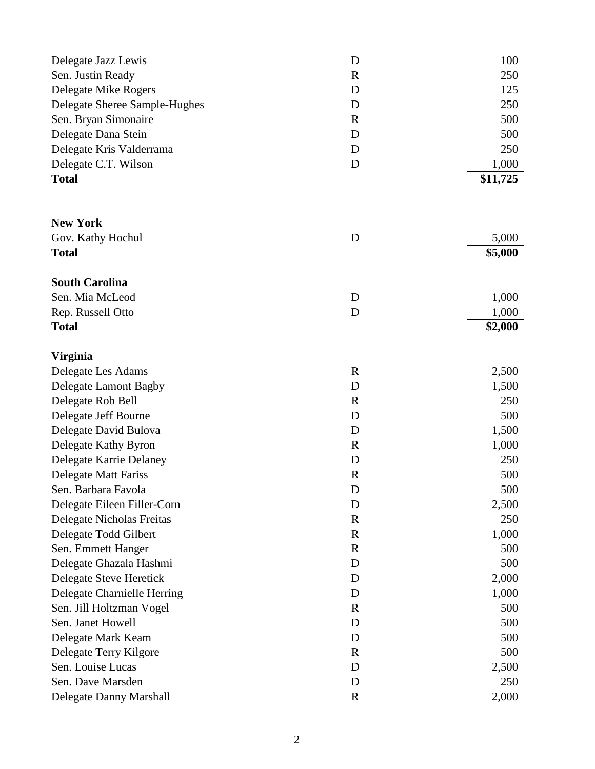| | | |
|---|---|---|
| Delegate Jazz Lewis | D | 100 |
| Sen. Justin Ready | R | 250 |
| Delegate Mike Rogers | D | 125 |
| Delegate Sheree Sample-Hughes | D | 250 |
| Sen. Bryan Simonaire | R | 500 |
| Delegate Dana Stein | D | 500 |
| Delegate Kris Valderrama | D | 250 |
| Delegate C.T. Wilson | D | 1,000 |
| **Total** | | **$11,725** |

**New York**

| | | |
|---|---|---|
| Gov. Kathy Hochul | D | 5,000 |
| **Total** | | **$5,000** |

**South Carolina**

| | | |
|---|---|---|
| Sen. Mia McLeod | D | 1,000 |
| Rep. Russell Otto | D | 1,000 |
| **Total** | | **$2,000** |

**Virginia**

| | | |
|---|---|---|
| Delegate Les Adams | R | 2,500 |
| Delegate Lamont Bagby | D | 1,500 |
| Delegate Rob Bell | R | 250 |
| Delegate Jeff Bourne | D | 500 |
| Delegate David Bulova | D | 1,500 |
| Delegate Kathy Byron | R | 1,000 |
| Delegate Karrie Delaney | D | 250 |
| Delegate Matt Fariss | R | 500 |
| Sen. Barbara Favola | D | 500 |
| Delegate Eileen Filler-Corn | D | 2,500 |
| Delegate Nicholas Freitas | R | 250 |
| Delegate Todd Gilbert | R | 1,000 |
| Sen. Emmett Hanger | R | 500 |
| Delegate Ghazala Hashmi | D | 500 |
| Delegate Steve Heretick | D | 2,000 |
| Delegate Charnielle Herring | D | 1,000 |
| Sen. Jill Holtzman Vogel | R | 500 |
| Sen. Janet Howell | D | 500 |
| Delegate Mark Keam | D | 500 |
| Delegate Terry Kilgore | R | 500 |
| Sen. Louise Lucas | D | 2,500 |
| Sen. Dave Marsden | D | 250 |
| Delegate Danny Marshall | R | 2,000 |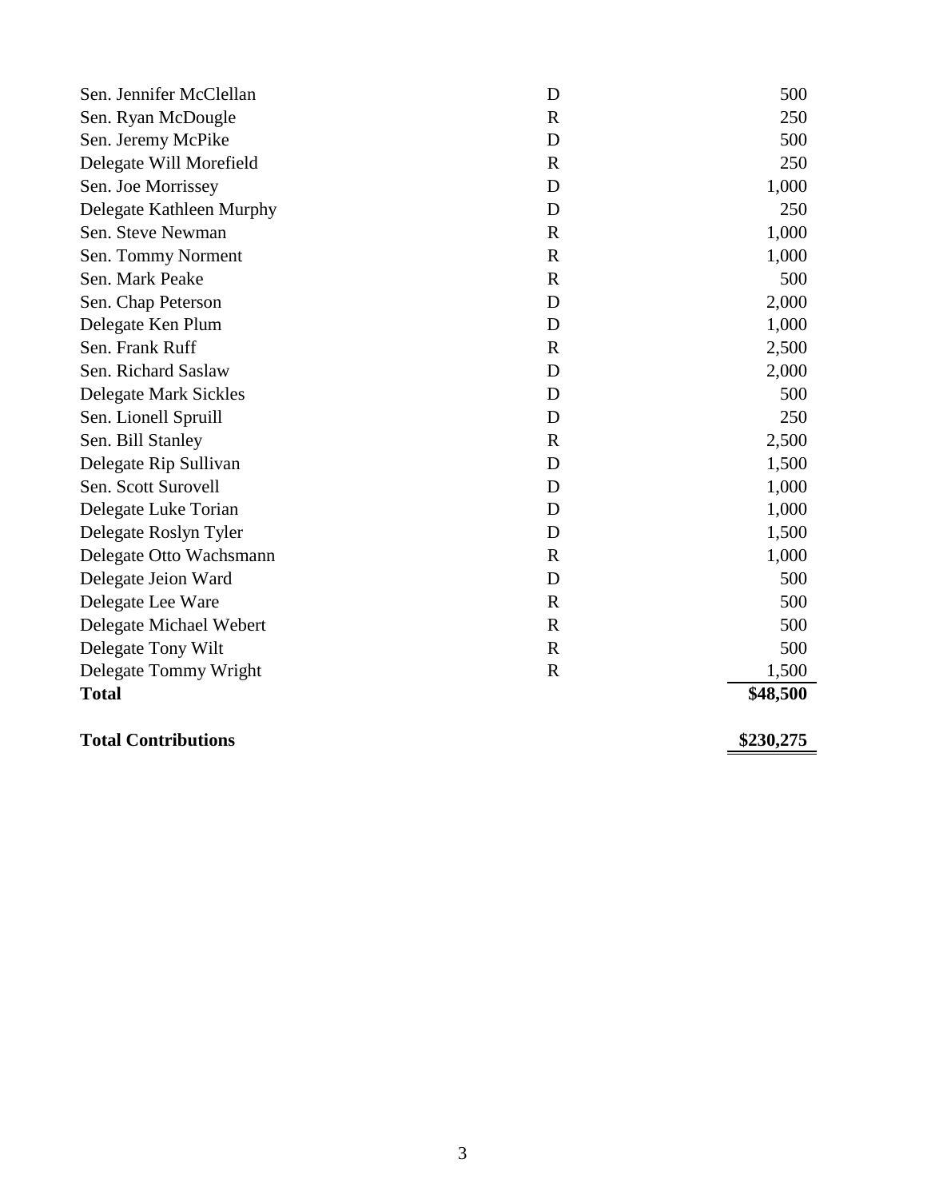| | | |
|---|---|---|
| Sen. Jennifer McClellan | D | 500 |
| Sen. Ryan McDougle | R | 250 |
| Sen. Jeremy McPike | D | 500 |
| Delegate Will Morefield | R | 250 |
| Sen. Joe Morrissey | D | 1,000 |
| Delegate Kathleen Murphy | D | 250 |
| Sen. Steve Newman | R | 1,000 |
| Sen. Tommy Norment | R | 1,000 |
| Sen. Mark Peake | R | 500 |
| Sen. Chap Peterson | D | 2,000 |
| Delegate Ken Plum | D | 1,000 |
| Sen. Frank Ruff | R | 2,500 |
| Sen. Richard Saslaw | D | 2,000 |
| Delegate Mark Sickles | D | 500 |
| Sen. Lionell Spruill | D | 250 |
| Sen. Bill Stanley | R | 2,500 |
| Delegate Rip Sullivan | D | 1,500 |
| Sen. Scott Surovell | D | 1,000 |
| Delegate Luke Torian | D | 1,000 |
| Delegate Roslyn Tyler | D | 1,500 |
| Delegate Otto Wachsmann | R | 1,000 |
| Delegate Jeion Ward | D | 500 |
| Delegate Lee Ware | R | 500 |
| Delegate Michael Webert | R | 500 |
| Delegate Tony Wilt | R | 500 |
| Delegate Tommy Wright | R | 1,500 |
| **Total** | | **$48,500** |
| | | |
| **Total Contributions** | | **$230,275** |